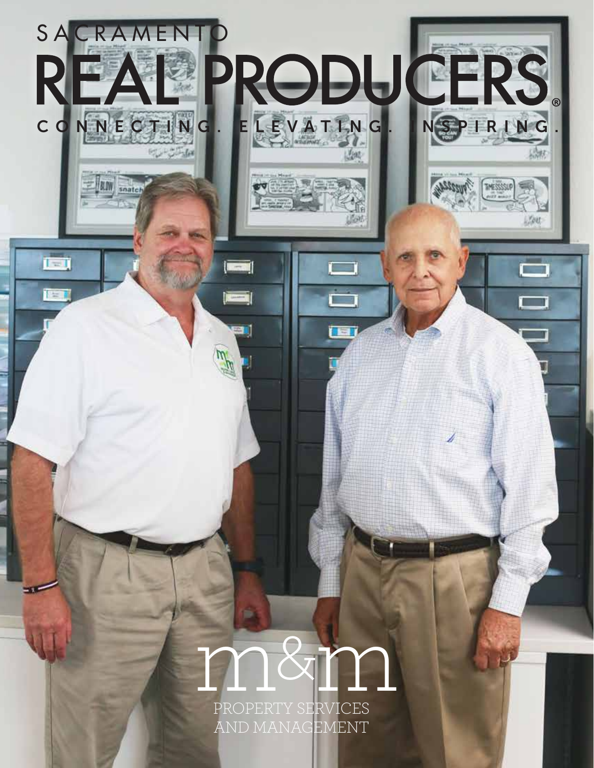# SACRAMENTO REAL PRODUCERS®

CONNECTING. ELEVATING. INSPIRING.

## m&m

PROPERTY SERVICES AND MANAGEMENT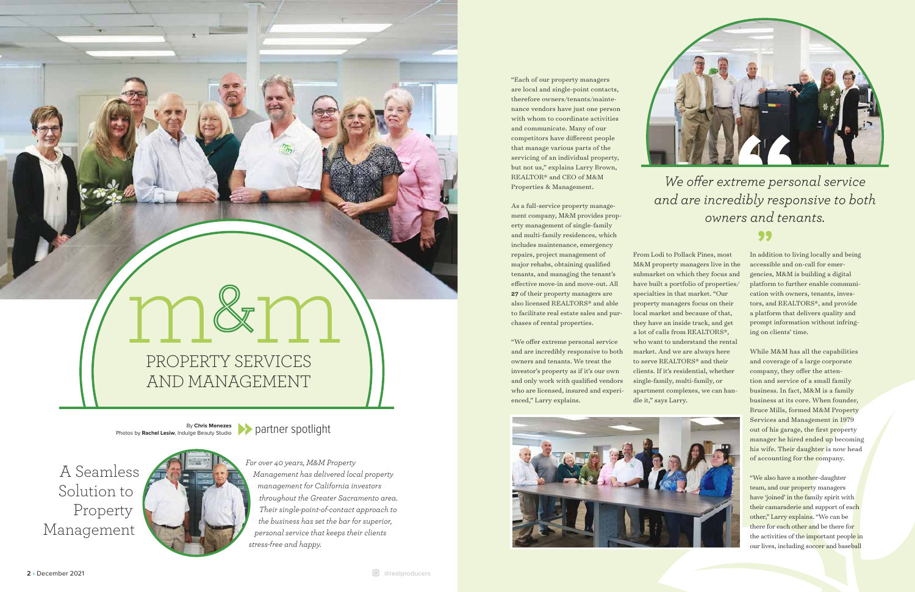# m&m PROPERTY SERVICES AND MANAGEMENT

By **Chris Menezes**
Photos by **Rachel Lesiw**, Indulge Beauty Studio

partner spotlight

## A Seamless Solution to Property Management

*For over 40 years, M&M Property Management has delivered local property management for California investors throughout the Greater Sacramento area. Their single-point-of-contact approach to the business has set the bar for superior, personal service that keeps their clients stress-free and happy.*

"Each of our property managers are local and single-point contacts, therefore owners/tenants/maintenance vendors have just one person with whom to coordinate activities and communicate. Many of our competitors have different people that manage various parts of the servicing of an individual property, but not us," explains Larry Brown, REALTOR® and CEO of M&M Properties & Management.

As a full-service property management company, M&M provides property management of single-family and multi-family residences, which includes maintenance, emergency repairs, project management of major rehabs, obtaining qualified tenants, and managing the tenant's effective move-in and move-out. All **27** of their property managers are also licensed REALTORS® and able to facilitate real estate sales and purchases of rental properties.

"We offer extreme personal service and are incredibly responsive to both owners and tenants. We treat the investor's property as if it's our own and only work with qualified vendors who are licensed, insured and experienced," Larry explains.

> *We offer extreme personal service and are incredibly responsive to both owners and tenants.*

From Lodi to Pollack Pines, most M&M property managers live in the submarket on which they focus and have built a portfolio of properties/specialties in that market. "Our property managers focus on their local market and because of that, they have an inside track, and get a lot of calls from REALTORS®, who want to understand the rental market. And we are always here to serve REALTORS® and their clients. If it's residential, whether single-family, multi-family, or apartment complexes, we can handle it," says Larry.

In addition to living locally and being accessible and on-call for emergencies, M&M is building a digital platform to further enable communication with owners, tenants, investors, and REALTORS®, and provide a platform that delivers quality and prompt information without infringing on clients' time.

While M&M has all the capabilities and coverage of a large corporate company, they offer the attention and service of a small family business. In fact, M&M is a family business at its core. When founder, Bruce Mills, formed M&M Property Services and Management in 1979 out of his garage, the first property manager he hired ended up becoming his wife. Their daughter is now head of accounting for the company.

"We also have a mother-daughter team, and our property managers have 'joined' in the family spirit with their camaraderie and support of each other," Larry explains. "We can be there for each other and be there for the activities of the important people in our lives, including soccer and baseball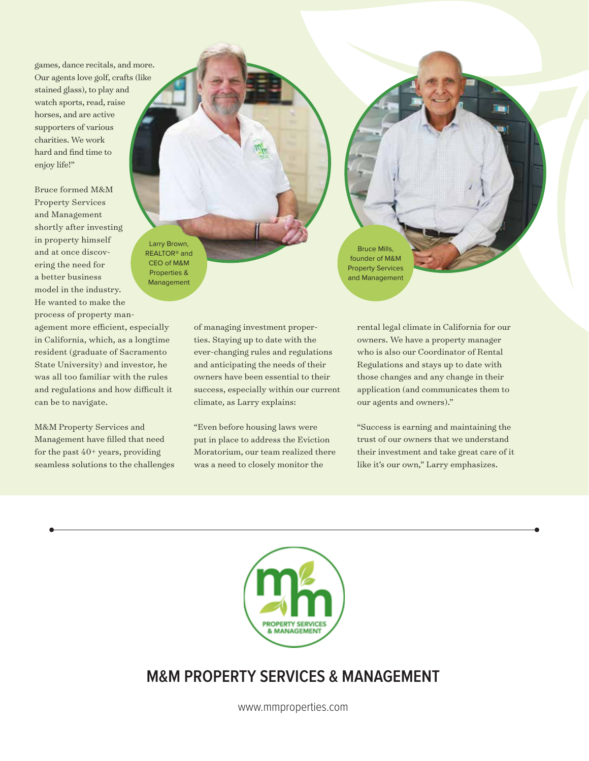games, dance recitals, and more. Our agents love golf, crafts (like stained glass), to play and watch sports, read, raise horses, and are active supporters of various charities. We work hard and find time to enjoy life!"

Larry Brown, REALTOR® and CEO of M&M Properties & Management

Bruce Mills, founder of M&M Property Services and Management

Bruce formed M&M Property Services and Management shortly after investing in property himself and at once discovering the need for a better business model in the industry. He wanted to make the process of property management more efficient, especially in California, which, as a longtime resident (graduate of Sacramento State University) and investor, he was all too familiar with the rules and regulations and how difficult it can be to navigate.

M&M Property Services and Management have filled that need for the past 40+ years, providing seamless solutions to the challenges of managing investment properties. Staying up to date with the ever-changing rules and regulations and anticipating the needs of their owners have been essential to their success, especially within our current climate, as Larry explains:

"Even before housing laws were put in place to address the Eviction Moratorium, our team realized there was a need to closely monitor the rental legal climate in California for our owners. We have a property manager who is also our Coordinator of Rental Regulations and stays up to date with those changes and any change in their application (and communicates them to our agents and owners)."

"Success is earning and maintaining the trust of our owners that we understand their investment and take great care of it like it's our own," Larry emphasizes.

## M&M PROPERTY SERVICES & MANAGEMENT

www.mmproperties.com